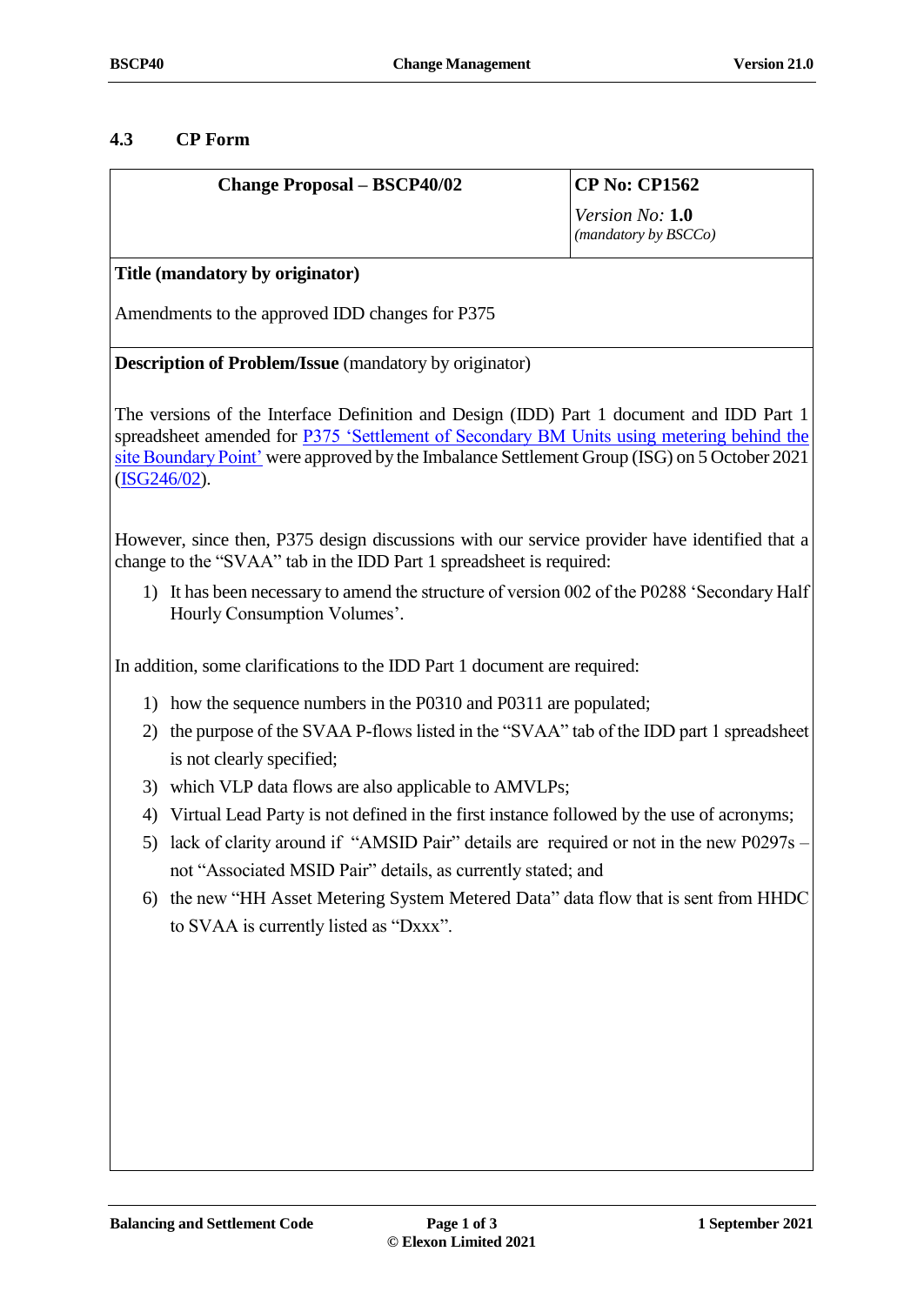### 4.3 CP Form

| **Change Proposal – BSCP40/02** | **CP No: CP1562**<br>*Version No:* **1.0**<br>*(mandatory by BSCCo)* |
|---|---|

**Title (mandatory by originator)**

Amendments to the approved IDD changes for P375

**Description of Problem/Issue** (mandatory by originator)

The versions of the Interface Definition and Design (IDD) Part 1 document and IDD Part 1 spreadsheet amended for P375 'Settlement of Secondary BM Units using metering behind the site Boundary Point' were approved by the Imbalance Settlement Group (ISG) on 5 October 2021 (ISG246/02).

However, since then, P375 design discussions with our service provider have identified that a change to the "SVAA" tab in the IDD Part 1 spreadsheet is required:

1) It has been necessary to amend the structure of version 002 of the P0288 'Secondary Half Hourly Consumption Volumes'.

In addition, some clarifications to the IDD Part 1 document are required:

1) how the sequence numbers in the P0310 and P0311 are populated;
2) the purpose of the SVAA P-flows listed in the "SVAA" tab of the IDD part 1 spreadsheet is not clearly specified;
3) which VLP data flows are also applicable to AMVLPs;
4) Virtual Lead Party is not defined in the first instance followed by the use of acronyms;
5) lack of clarity around if "AMSID Pair" details are required or not in the new P0297s – not "Associated MSID Pair" details, as currently stated; and
6) the new "HH Asset Metering System Metered Data" data flow that is sent from HHDC to SVAA is currently listed as "Dxxx".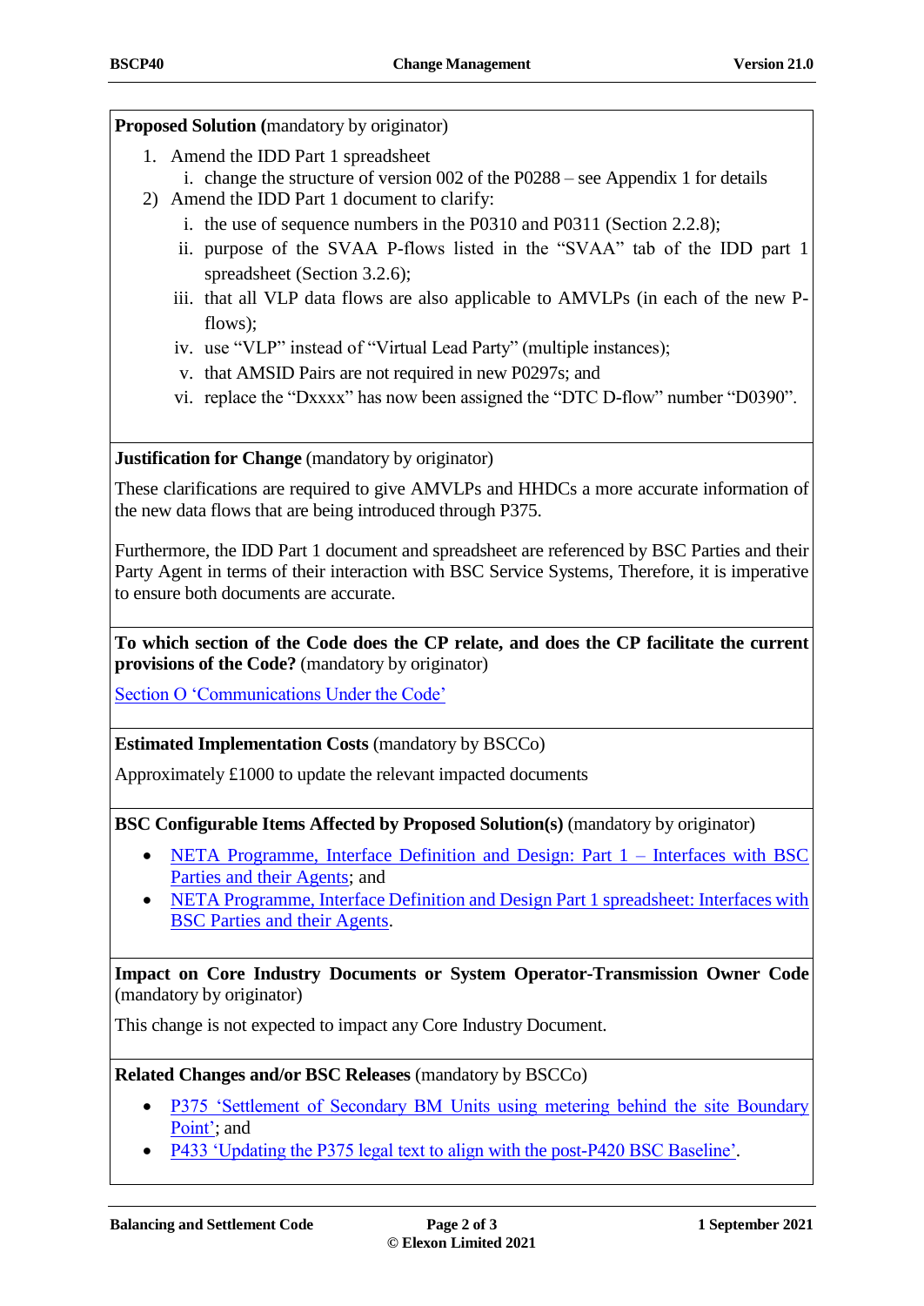**Proposed Solution (**mandatory by originator)

1. Amend the IDD Part 1 spreadsheet
   i. change the structure of version 002 of the P0288 – see Appendix 1 for details
2) Amend the IDD Part 1 document to clarify:
   i. the use of sequence numbers in the P0310 and P0311 (Section 2.2.8);
   ii. purpose of the SVAA P-flows listed in the "SVAA" tab of the IDD part 1 spreadsheet (Section 3.2.6);
   iii. that all VLP data flows are also applicable to AMVLPs (in each of the new P-flows);
   iv. use "VLP" instead of "Virtual Lead Party" (multiple instances);
   v. that AMSID Pairs are not required in new P0297s; and
   vi. replace the "Dxxxx" has now been assigned the "DTC D-flow" number "D0390".

**Justification for Change** (mandatory by originator)

These clarifications are required to give AMVLPs and HHDCs a more accurate information of the new data flows that are being introduced through P375.

Furthermore, the IDD Part 1 document and spreadsheet are referenced by BSC Parties and their Party Agent in terms of their interaction with BSC Service Systems, Therefore, it is imperative to ensure both documents are accurate.

**To which section of the Code does the CP relate, and does the CP facilitate the current provisions of the Code?** (mandatory by originator)

Section O 'Communications Under the Code'

**Estimated Implementation Costs** (mandatory by BSCCo)

Approximately £1000 to update the relevant impacted documents

**BSC Configurable Items Affected by Proposed Solution(s)** (mandatory by originator)

- NETA Programme, Interface Definition and Design: Part 1 – Interfaces with BSC Parties and their Agents; and
- NETA Programme, Interface Definition and Design Part 1 spreadsheet: Interfaces with BSC Parties and their Agents.

**Impact on Core Industry Documents or System Operator-Transmission Owner Code** (mandatory by originator)

This change is not expected to impact any Core Industry Document.

**Related Changes and/or BSC Releases** (mandatory by BSCCo)

- P375 'Settlement of Secondary BM Units using metering behind the site Boundary Point'; and
- P433 'Updating the P375 legal text to align with the post-P420 BSC Baseline'.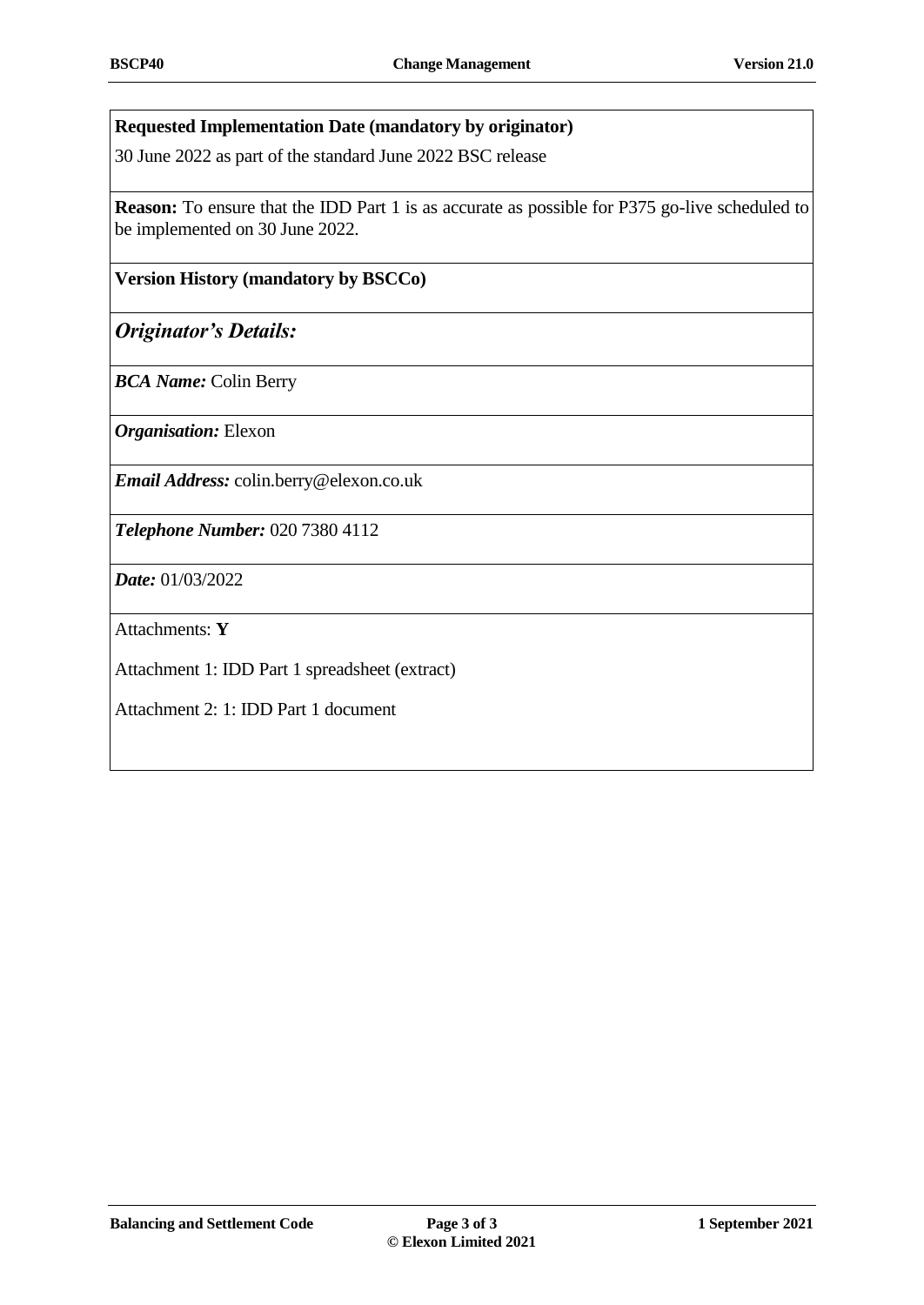**Requested Implementation Date (mandatory by originator)**

30 June 2022 as part of the standard June 2022 BSC release

**Reason:** To ensure that the IDD Part 1 is as accurate as possible for P375 go-live scheduled to be implemented on 30 June 2022.

**Version History (mandatory by BSCCo)**

***Originator's Details:***

***BCA Name:*** Colin Berry

***Organisation:*** Elexon

***Email Address:*** colin.berry@elexon.co.uk

***Telephone Number:*** 020 7380 4112

***Date:*** 01/03/2022

Attachments: **Y**

Attachment 1: IDD Part 1 spreadsheet (extract)

Attachment 2: 1: IDD Part 1 document